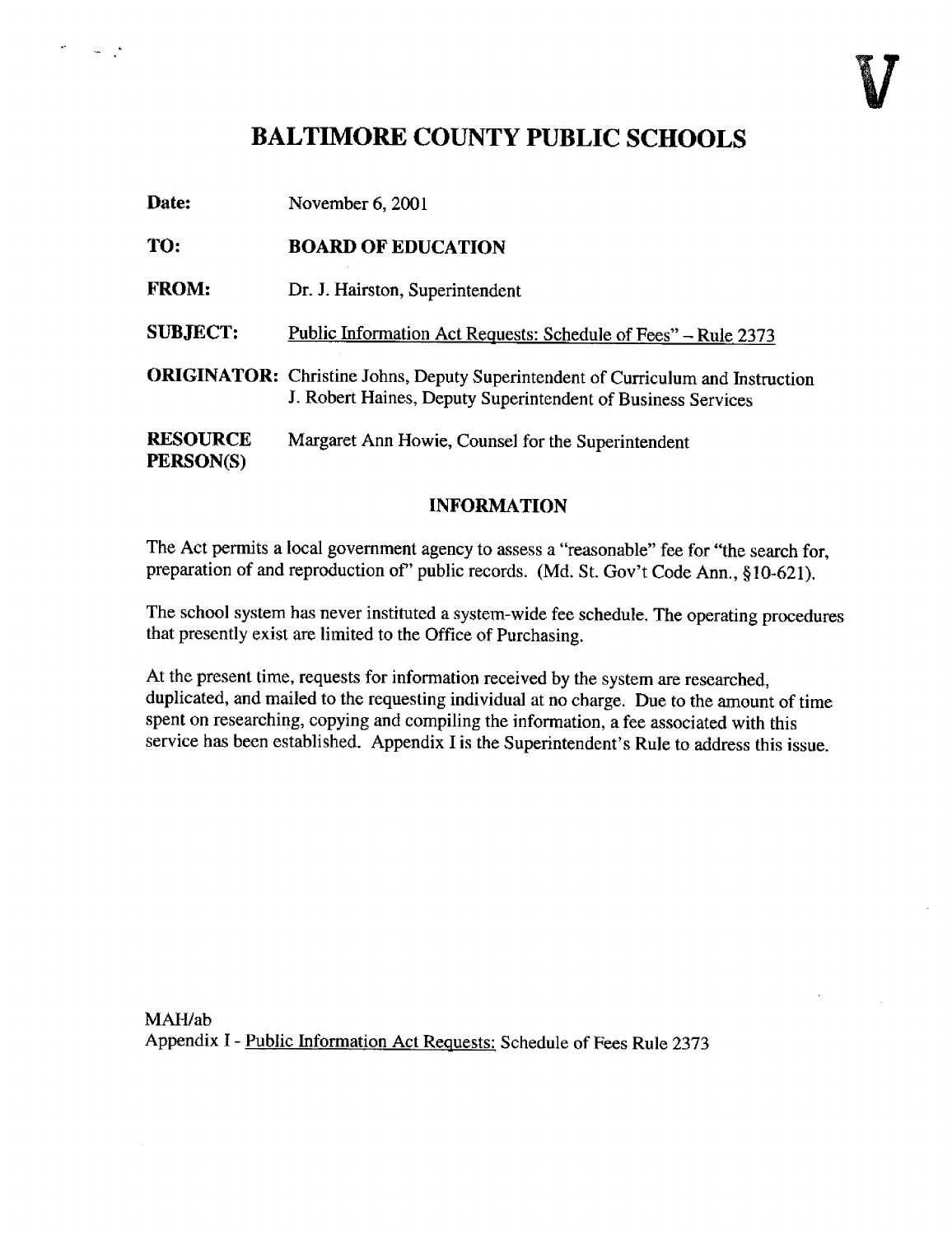# BALTIMORE COUNTY PUBLIC SCHOOLS

**Date:** November 6, 2001

**TO:** **BOARD OF EDUCATION**

**FROM:** Dr. J. Hairston, Superintendent

**SUBJECT:** Public Information Act Requests: Schedule of Fees" – Rule 2373

**ORIGINATOR:** Christine Johns, Deputy Superintendent of Curriculum and Instruction
J. Robert Haines, Deputy Superintendent of Business Services

**RESOURCE PERSON(S)** Margaret Ann Howie, Counsel for the Superintendent

## INFORMATION

The Act permits a local government agency to assess a "reasonable" fee for "the search for, preparation of and reproduction of" public records. (Md. St. Gov't Code Ann., §10-621).

The school system has never instituted a system-wide fee schedule. The operating procedures that presently exist are limited to the Office of Purchasing.

At the present time, requests for information received by the system are researched, duplicated, and mailed to the requesting individual at no charge. Due to the amount of time spent on researching, copying and compiling the information, a fee associated with this service has been established. Appendix I is the Superintendent's Rule to address this issue.

MAH/ab
Appendix I - Public Information Act Requests: Schedule of Fees Rule 2373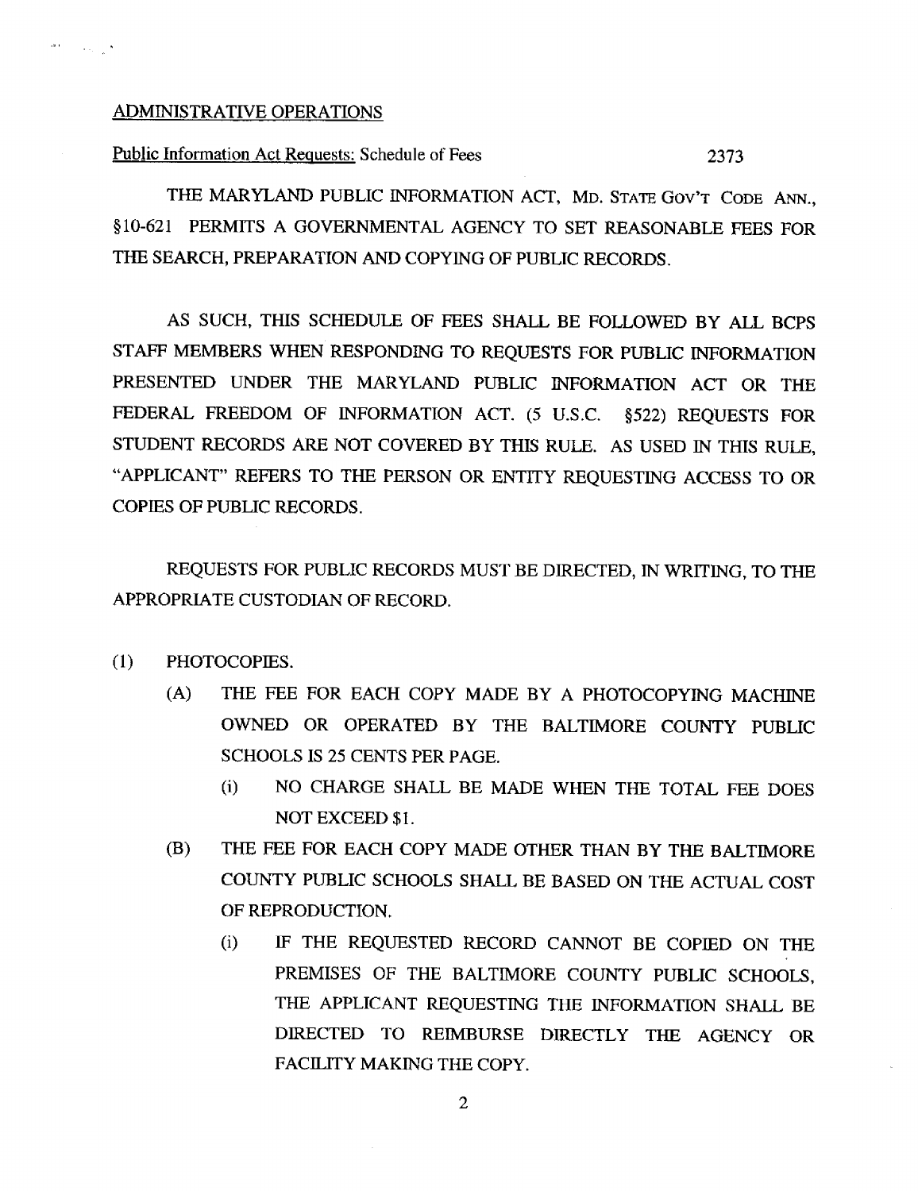ADMINISTRATIVE OPERATIONS

Public Information Act Requests: Schedule of Fees 2373

THE MARYLAND PUBLIC INFORMATION ACT, MD. STATE GOV'T CODE ANN., §10-621 PERMITS A GOVERNMENTAL AGENCY TO SET REASONABLE FEES FOR THE SEARCH, PREPARATION AND COPYING OF PUBLIC RECORDS.

AS SUCH, THIS SCHEDULE OF FEES SHALL BE FOLLOWED BY ALL BCPS STAFF MEMBERS WHEN RESPONDING TO REQUESTS FOR PUBLIC INFORMATION PRESENTED UNDER THE MARYLAND PUBLIC INFORMATION ACT OR THE FEDERAL FREEDOM OF INFORMATION ACT. (5 U.S.C. §522) REQUESTS FOR STUDENT RECORDS ARE NOT COVERED BY THIS RULE. AS USED IN THIS RULE, "APPLICANT" REFERS TO THE PERSON OR ENTITY REQUESTING ACCESS TO OR COPIES OF PUBLIC RECORDS.

REQUESTS FOR PUBLIC RECORDS MUST BE DIRECTED, IN WRITING, TO THE APPROPRIATE CUSTODIAN OF RECORD.

(1) PHOTOCOPIES.

- (A) THE FEE FOR EACH COPY MADE BY A PHOTOCOPYING MACHINE OWNED OR OPERATED BY THE BALTIMORE COUNTY PUBLIC SCHOOLS IS 25 CENTS PER PAGE.
  - (i) NO CHARGE SHALL BE MADE WHEN THE TOTAL FEE DOES NOT EXCEED $1.
- (B) THE FEE FOR EACH COPY MADE OTHER THAN BY THE BALTIMORE COUNTY PUBLIC SCHOOLS SHALL BE BASED ON THE ACTUAL COST OF REPRODUCTION.
  - (i) IF THE REQUESTED RECORD CANNOT BE COPIED ON THE PREMISES OF THE BALTIMORE COUNTY PUBLIC SCHOOLS, THE APPLICANT REQUESTING THE INFORMATION SHALL BE DIRECTED TO REIMBURSE DIRECTLY THE AGENCY OR FACILITY MAKING THE COPY.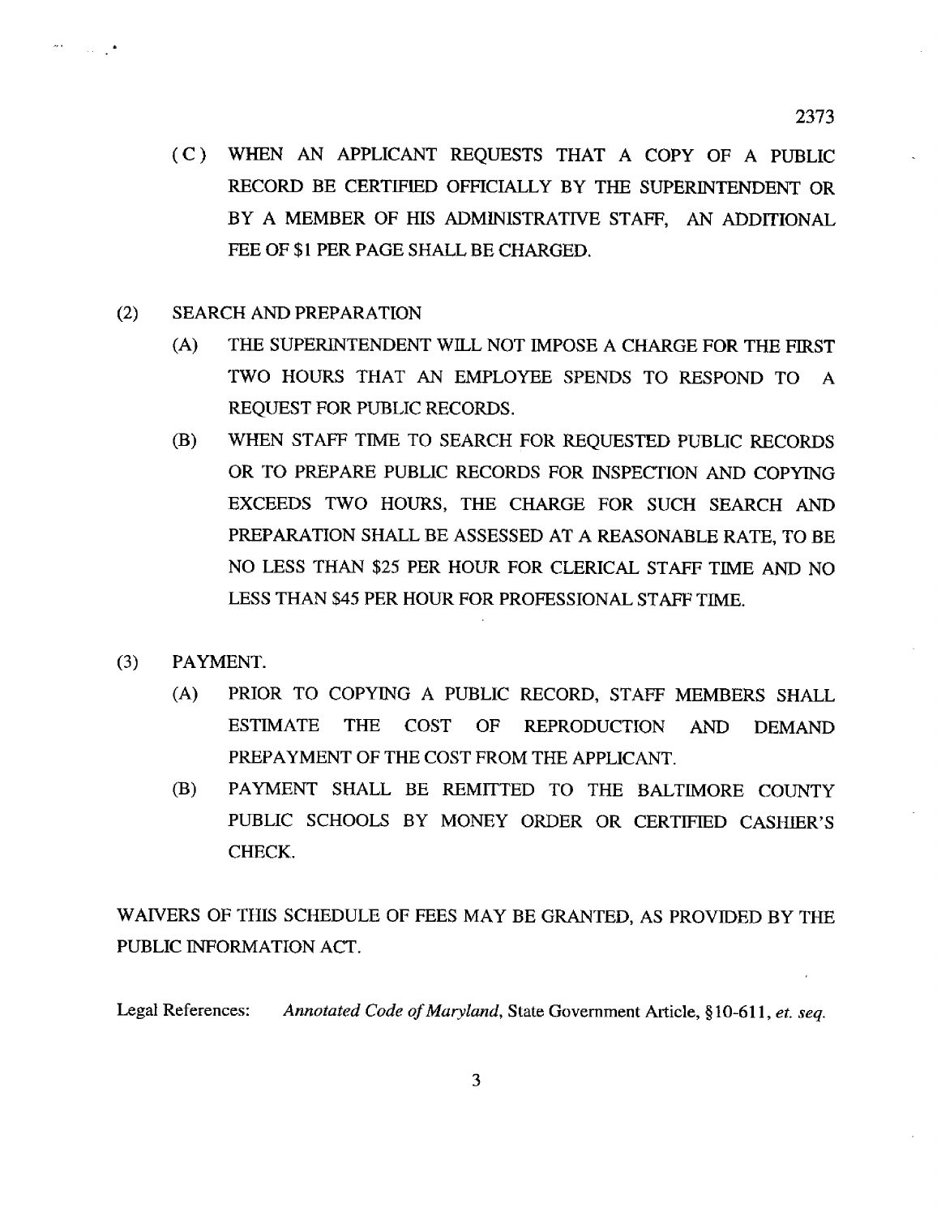(C) WHEN AN APPLICANT REQUESTS THAT A COPY OF A PUBLIC RECORD BE CERTIFIED OFFICIALLY BY THE SUPERINTENDENT OR BY A MEMBER OF HIS ADMINISTRATIVE STAFF, AN ADDITIONAL FEE OF $1 PER PAGE SHALL BE CHARGED.

(2) SEARCH AND PREPARATION

(A) THE SUPERINTENDENT WILL NOT IMPOSE A CHARGE FOR THE FIRST TWO HOURS THAT AN EMPLOYEE SPENDS TO RESPOND TO A REQUEST FOR PUBLIC RECORDS.

(B) WHEN STAFF TIME TO SEARCH FOR REQUESTED PUBLIC RECORDS OR TO PREPARE PUBLIC RECORDS FOR INSPECTION AND COPYING EXCEEDS TWO HOURS, THE CHARGE FOR SUCH SEARCH AND PREPARATION SHALL BE ASSESSED AT A REASONABLE RATE, TO BE NO LESS THAN $25 PER HOUR FOR CLERICAL STAFF TIME AND NO LESS THAN $45 PER HOUR FOR PROFESSIONAL STAFF TIME.

(3) PAYMENT.

(A) PRIOR TO COPYING A PUBLIC RECORD, STAFF MEMBERS SHALL ESTIMATE THE COST OF REPRODUCTION AND DEMAND PREPAYMENT OF THE COST FROM THE APPLICANT.

(B) PAYMENT SHALL BE REMITTED TO THE BALTIMORE COUNTY PUBLIC SCHOOLS BY MONEY ORDER OR CERTIFIED CASHIER'S CHECK.

WAIVERS OF THIS SCHEDULE OF FEES MAY BE GRANTED, AS PROVIDED BY THE PUBLIC INFORMATION ACT.

Legal References: *Annotated Code of Maryland*, State Government Article, §10-611, *et. seq.*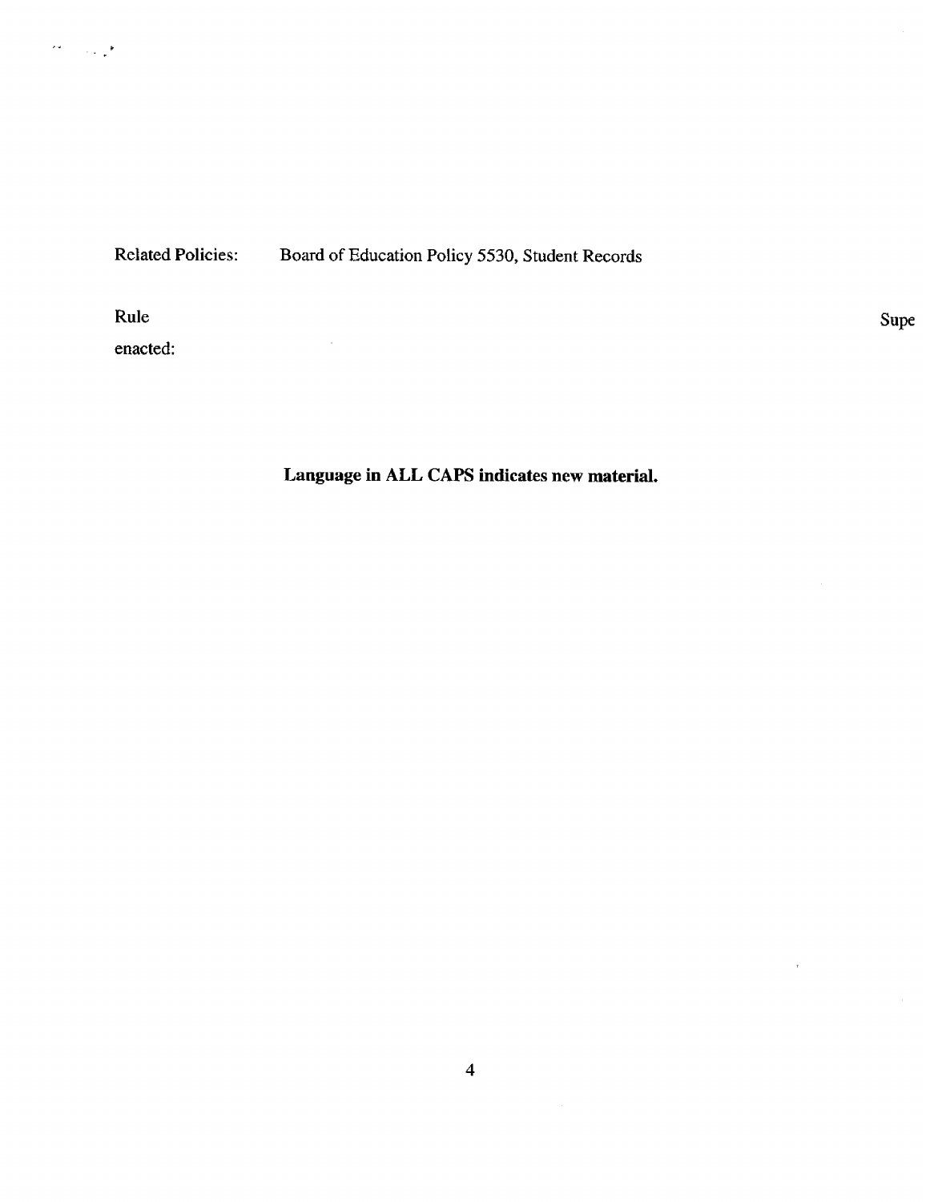Related Policies: Board of Education Policy 5530, Student Records

Rule enacted: Supe

**Language in ALL CAPS indicates new material.**